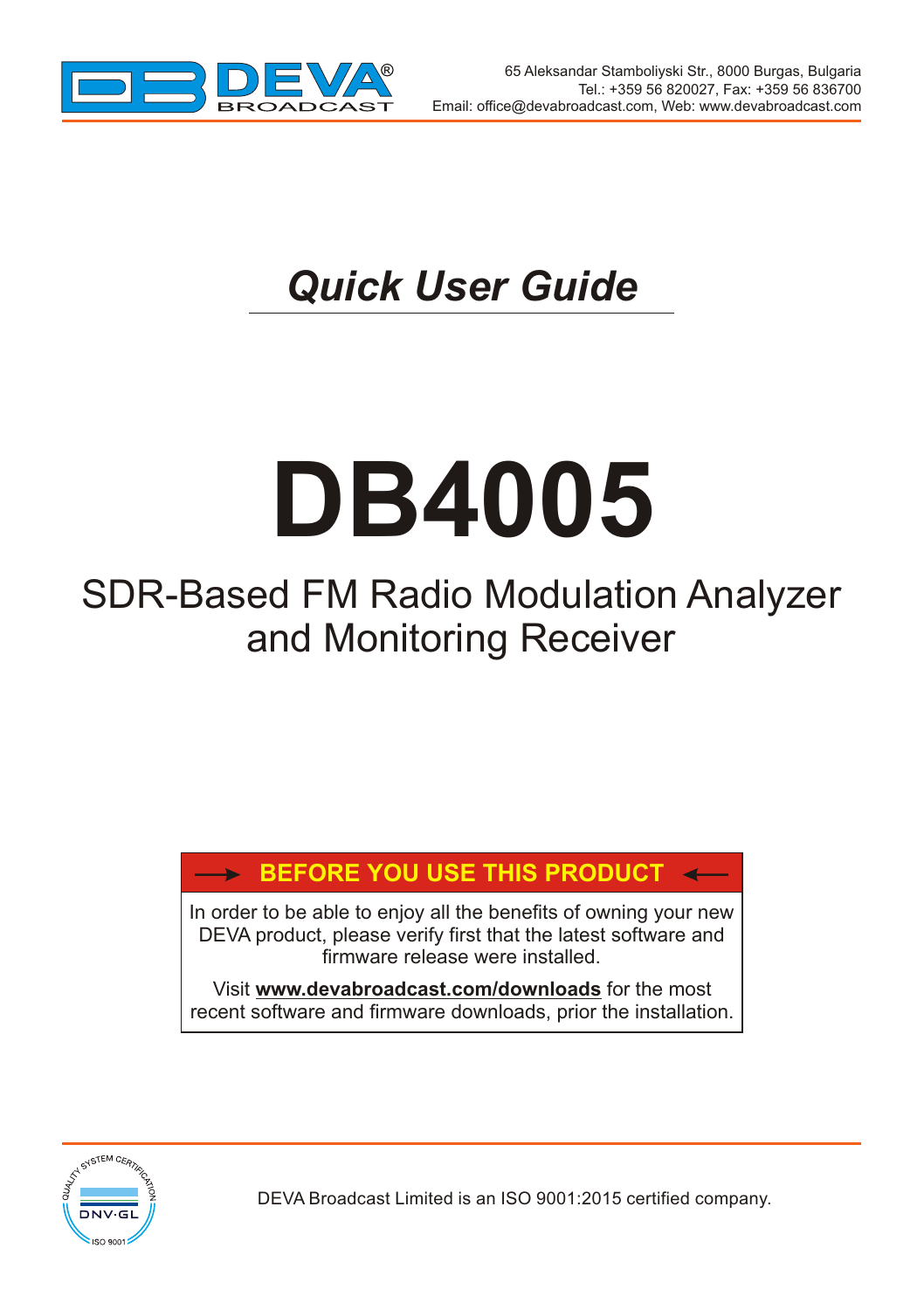65 Aleksandar Stamboliyski Str., 8000 Burgas, Bulgaria
Tel.: +359 56 820027, Fax: +359 56 836700
Email: office@devabroadcast.com, Web: www.devabroadcast.com

## *Quick User Guide*

# DB4005

## SDR-Based FM Radio Modulation Analyzer and Monitoring Receiver

**BEFORE YOU USE THIS PRODUCT**

In order to be able to enjoy all the benefits of owning your new DEVA product, please verify first that the latest software and firmware release were installed.

Visit **www.devabroadcast.com/downloads** for the most recent software and firmware downloads, prior the installation.

DEVA Broadcast Limited is an ISO 9001:2015 certified company.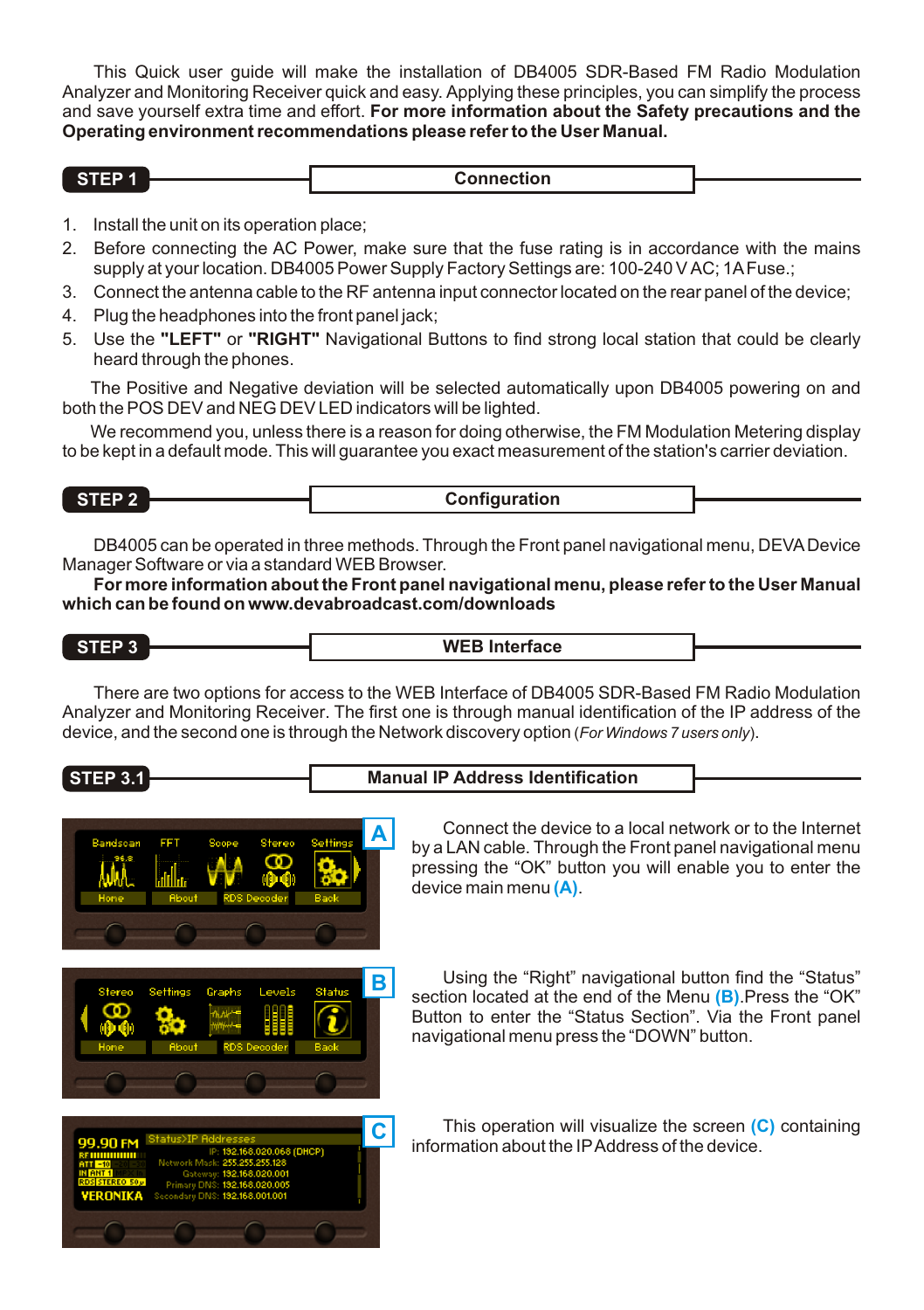This Quick user guide will make the installation of DB4005 SDR-Based FM Radio Modulation Analyzer and Monitoring Receiver quick and easy. Applying these principles, you can simplify the process and save yourself extra time and effort. **For more information about the Safety precautions and the Operating environment recommendations please refer to the User Manual.**

## STEP 1 — Connection

1. Install the unit on its operation place;
2. Before connecting the AC Power, make sure that the fuse rating is in accordance with the mains supply at your location. DB4005 Power Supply Factory Settings are: 100-240 V AC; 1A Fuse.;
3. Connect the antenna cable to the RF antenna input connector located on the rear panel of the device;
4. Plug the headphones into the front panel jack;
5. Use the **"LEFT"** or **"RIGHT"** Navigational Buttons to find strong local station that could be clearly heard through the phones.

The Positive and Negative deviation will be selected automatically upon DB4005 powering on and both the POS DEV and NEG DEV LED indicators will be lighted.

We recommend you, unless there is a reason for doing otherwise, the FM Modulation Metering display to be kept in a default mode. This will guarantee you exact measurement of the station's carrier deviation.

## STEP 2 — Configuration

DB4005 can be operated in three methods. Through the Front panel navigational menu, DEVA Device Manager Software or via a standard WEB Browser.

**For more information about the Front panel navigational menu, please refer to the User Manual which can be found on www.devabroadcast.com/downloads**

## STEP 3 — WEB Interface

There are two options for access to the WEB Interface of DB4005 SDR-Based FM Radio Modulation Analyzer and Monitoring Receiver. The first one is through manual identification of the IP address of the device, and the second one is through the Network discovery option (*For Windows 7 users only*).

## STEP 3.1 — Manual IP Address Identification

**A**

Connect the device to a local network or to the Internet by a LAN cable. Through the Front panel navigational menu pressing the "OK" button you will enable you to enter the device main menu **(A)**.

**B**

Using the "Right" navigational button find the "Status" section located at the end of the Menu **(B)**.Press the "OK" Button to enter the "Status Section". Via the Front panel navigational menu press the "DOWN" button.

**C**

This operation will visualize the screen **(C)** containing information about the IP Address of the device.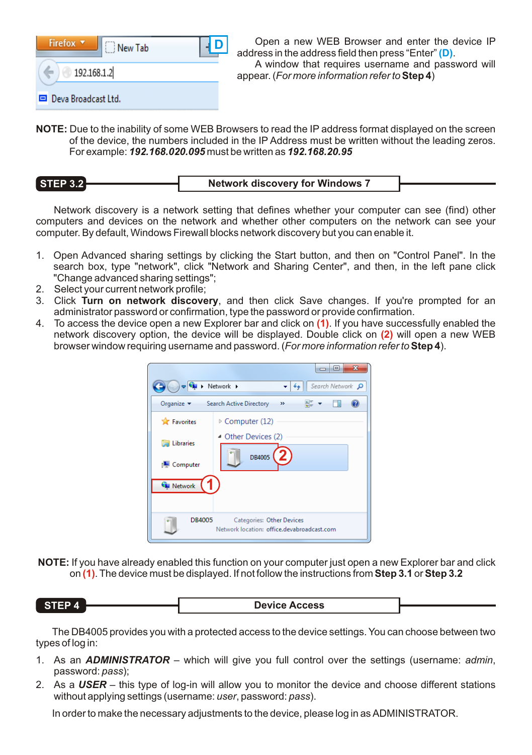Open a new WEB Browser and enter the device IP address in the address field then press “Enter” **(D)**.

A window that requires username and password will appear. (*For more information refer to* **Step 4**)

**NOTE:** Due to the inability of some WEB Browsers to read the IP address format displayed on the screen of the device, the numbers included in the IP Address must be written without the leading zeros. For example: ***192.168.020.095*** must be written as ***192.168.20.95***

## STEP 3.2 — Network discovery for Windows 7

Network discovery is a network setting that defines whether your computer can see (find) other computers and devices on the network and whether other computers on the network can see your computer. By default, Windows Firewall blocks network discovery but you can enable it.

1. Open Advanced sharing settings by clicking the Start button, and then on "Control Panel". In the search box, type "network", click "Network and Sharing Center", and then, in the left pane click "Change advanced sharing settings";
2. Select your current network profile;
3. Click **Turn on network discovery**, and then click Save changes. If you're prompted for an administrator password or confirmation, type the password or provide confirmation.
4. To access the device open a new Explorer bar and click on **(1)**. If you have successfully enabled the network discovery option, the device will be displayed. Double click on **(2)** will open a new WEB browser window requiring username and password. (*For more information refer to* **Step 4**).

**NOTE:** If you have already enabled this function on your computer just open a new Explorer bar and click on **(1)**. The device must be displayed. If not follow the instructions from **Step 3.1** or **Step 3.2**

## STEP 4 — Device Access

The DB4005 provides you with a protected access to the device settings. You can choose between two types of log in:

1. As an ***ADMINISTRATOR*** – which will give you full control over the settings (username: *admin*, password: *pass*);
2. As a ***USER*** – this type of log-in will allow you to monitor the device and choose different stations without applying settings (username: *user*, password: *pass*).

In order to make the necessary adjustments to the device, please log in as ADMINISTRATOR.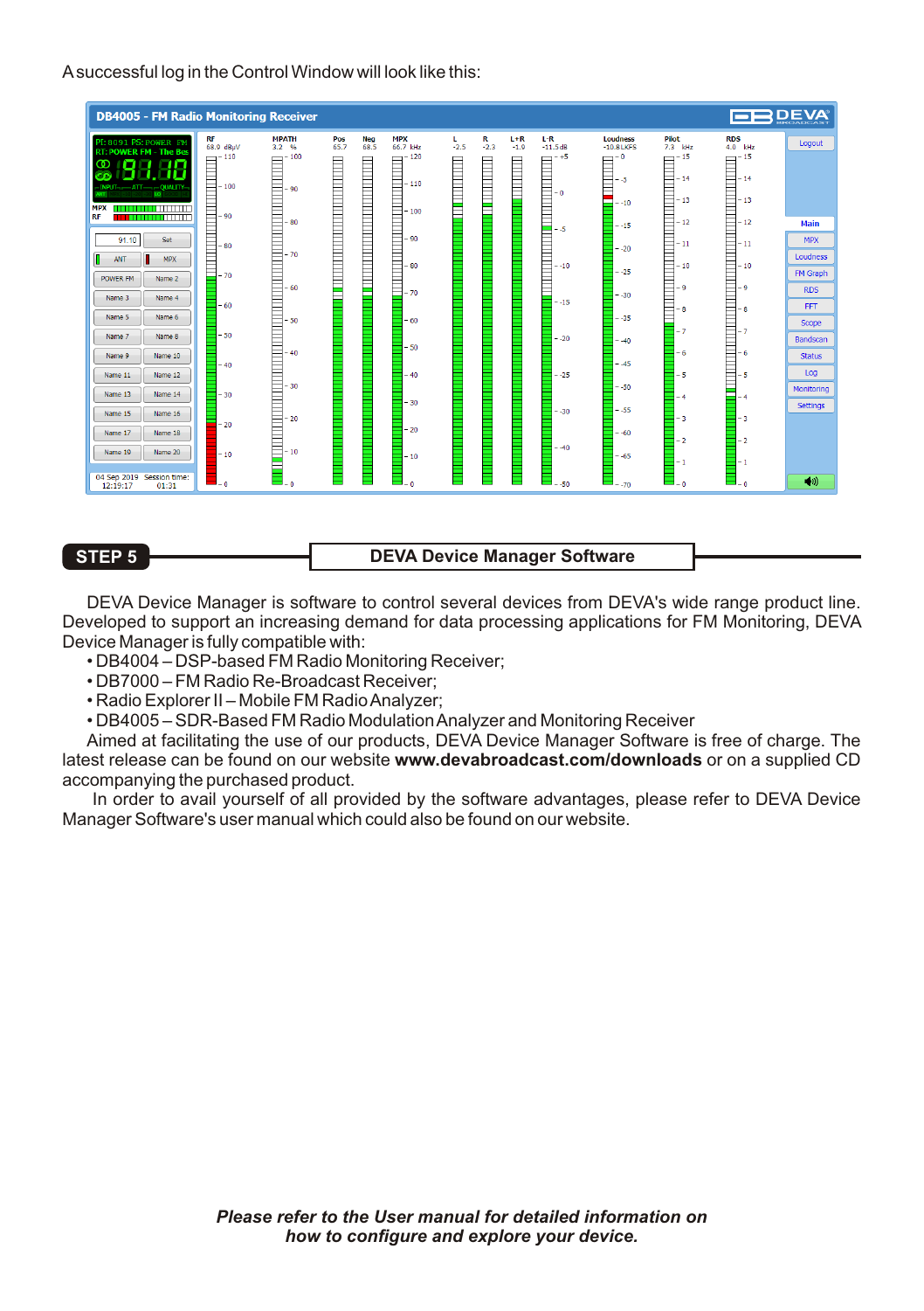A successful log in the Control Window will look like this:

## STEP 5 — DEVA Device Manager Software

DEVA Device Manager is software to control several devices from DEVA's wide range product line. Developed to support an increasing demand for data processing applications for FM Monitoring, DEVA Device Manager is fully compatible with:

- DB4004 – DSP-based FM Radio Monitoring Receiver;
- DB7000 – FM Radio Re-Broadcast Receiver;
- Radio Explorer II – Mobile FM Radio Analyzer;
- DB4005 – SDR-Based FM Radio Modulation Analyzer and Monitoring Receiver

Aimed at facilitating the use of our products, DEVA Device Manager Software is free of charge. The latest release can be found on our website **www.devabroadcast.com/downloads** or on a supplied CD accompanying the purchased product.

In order to avail yourself of all provided by the software advantages, please refer to DEVA Device Manager Software's user manual which could also be found on our website.

***Please refer to the User manual for detailed information on how to configure and explore your device.***